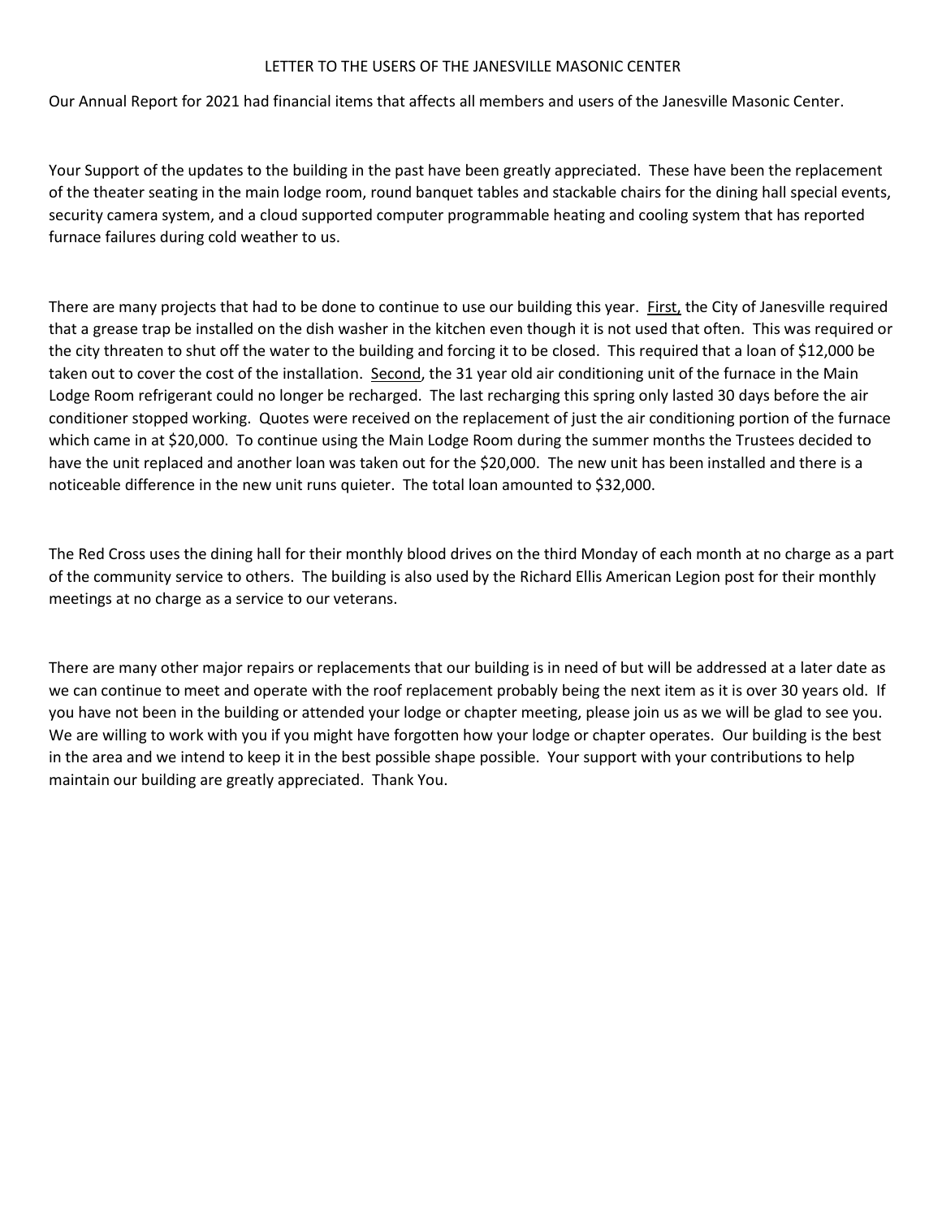# LETTER TO THE USERS OF THE JANESVILLE MASONIC CENTER

Our Annual Report for 2021 had financial items that affects all members and users of the Janesville Masonic Center.

Your Support of the updates to the building in the past have been greatly appreciated. These have been the replacement of the theater seating in the main lodge room, round banquet tables and stackable chairs for the dining hall special events, security camera system, and a cloud supported computer programmable heating and cooling system that has reported furnace failures during cold weather to us.

There are many projects that had to be done to continue to use our building this year. <u>First,</u> the City of Janesville required that a grease trap be installed on the dish washer in the kitchen even though it is not used that often. This was required or the city threaten to shut off the water to the building and forcing it to be closed. This required that a loan of $12,000 be taken out to cover the cost of the installation. <u>Second</u>, the 31 year old air conditioning unit of the furnace in the Main Lodge Room refrigerant could no longer be recharged. The last recharging this spring only lasted 30 days before the air conditioner stopped working. Quotes were received on the replacement of just the air conditioning portion of the furnace which came in at $20,000. To continue using the Main Lodge Room during the summer months the Trustees decided to have the unit replaced and another loan was taken out for the $20,000. The new unit has been installed and there is a noticeable difference in the new unit runs quieter. The total loan amounted to $32,000.

The Red Cross uses the dining hall for their monthly blood drives on the third Monday of each month at no charge as a part of the community service to others. The building is also used by the Richard Ellis American Legion post for their monthly meetings at no charge as a service to our veterans.

There are many other major repairs or replacements that our building is in need of but will be addressed at a later date as we can continue to meet and operate with the roof replacement probably being the next item as it is over 30 years old. If you have not been in the building or attended your lodge or chapter meeting, please join us as we will be glad to see you. We are willing to work with you if you might have forgotten how your lodge or chapter operates. Our building is the best in the area and we intend to keep it in the best possible shape possible. Your support with your contributions to help maintain our building are greatly appreciated. Thank You.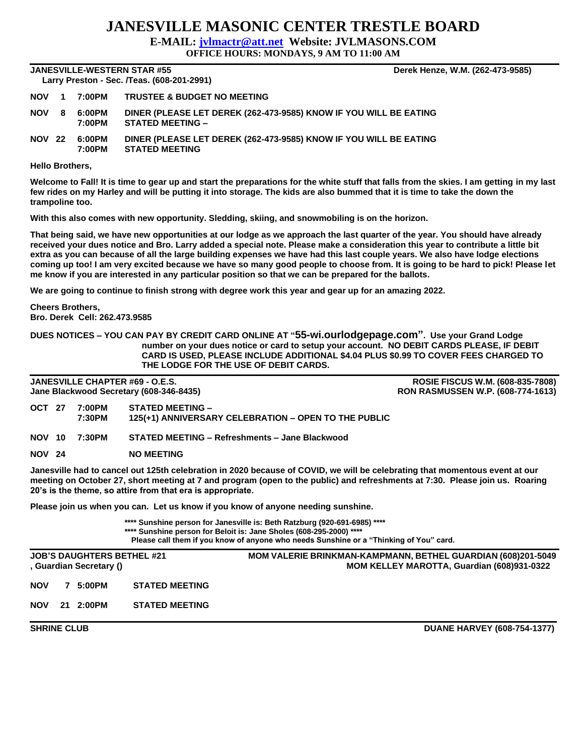# JANESVILLE MASONIC CENTER TRESTLE BOARD

**E-MAIL: jvlmactr@att.net Website: JVLMASONS.COM**

**OFFICE HOURS: MONDAYS, 9 AM TO 11:00 AM**

---

**JANESVILLE-WESTERN STAR #55** **Derek Henze, W.M. (262-473-9585)**

**Larry Preston - Sec. /Teas. (608-201-2991)**

| | | | |
|---|---|---|---|
| **NOV** | **1** | **7:00PM** | **TRUSTEE & BUDGET NO MEETING** |
| **NOV** | **8** | **6:00PM** | **DINER (PLEASE LET DEREK (262-473-9585) KNOW IF YOU WILL BE EATING** |
| | | **7:00PM** | **STATED MEETING –** |
| **NOV** | **22** | **6:00PM** | **DINER (PLEASE LET DEREK (262-473-9585) KNOW IF YOU WILL BE EATING** |
| | | **7:00PM** | **STATED MEETING** |

**Hello Brothers,**

**Welcome to Fall! It is time to gear up and start the preparations for the white stuff that falls from the skies. I am getting in my last few rides on my Harley and will be putting it into storage. The kids are also bummed that it is time to take the down the trampoline too.**

**With this also comes with new opportunity. Sledding, skiing, and snowmobiling is on the horizon.**

**That being said, we have new opportunities at our lodge as we approach the last quarter of the year. You should have already received your dues notice and Bro. Larry added a special note. Please make a consideration this year to contribute a little bit extra as you can because of all the large building expenses we have had this last couple years. We also have lodge elections coming up too! I am very excited because we have so many good people to choose from. It is going to be hard to pick! Please let me know if you are interested in any particular position so that we can be prepared for the ballots.**

**We are going to continue to finish strong with degree work this year and gear up for an amazing 2022.**

**Cheers Brothers,**
**Bro. Derek Cell: 262.473.9585**

**DUES NOTICES – YOU CAN PAY BY CREDIT CARD ONLINE AT "55-wi.ourlodgepage.com". Use your Grand Lodge number on your dues notice or card to setup your account. NO DEBIT CARDS PLEASE, IF DEBIT CARD IS USED, PLEASE INCLUDE ADDITIONAL $4.04 PLUS $0.99 TO COVER FEES CHARGED TO THE LODGE FOR THE USE OF DEBIT CARDS.**

---

**JANESVILLE CHAPTER #69 - O.E.S.** **ROSIE FISCUS W.M. (608-835-7808)**

**Jane Blackwood Secretary (608-346-8435)** **RON RASMUSSEN W.P. (608-774-1613)**

| | | | |
|---|---|---|---|
| **OCT** | **27** | **7:00PM** | **STATED MEETING –** |
| | | **7:30PM** | **125(+1) ANNIVERSARY CELEBRATION – OPEN TO THE PUBLIC** |
| **NOV** | **10** | **7:30PM** | **STATED MEETING – Refreshments – Jane Blackwood** |
| **NOV** | **24** | | **NO MEETING** |

**Janesville had to cancel out 125th celebration in 2020 because of COVID, we will be celebrating that momentous event at our meeting on October 27, short meeting at 7 and program (open to the public) and refreshments at 7:30. Please join us. Roaring 20's is the theme, so attire from that era is appropriate.**

**Please join us when you can. Let us know if you know of anyone needing sunshine.**

**\*\*\*\* Sunshine person for Janesville is: Beth Ratzburg (920-691-6985) \*\*\*\***
**\*\*\*\* Sunshine person for Beloit is: Jane Sholes (608-295-2000) \*\*\*\***
**Please call them if you know of anyone who needs Sunshine or a "Thinking of You" card.**

---

**JOB'S DAUGHTERS BETHEL #21** **MOM VALERIE BRINKMAN-KAMPMANN, BETHEL GUARDIAN (608)201-5049**

**, Guardian Secretary ()** **MOM KELLEY MAROTTA, Guardian (608)931-0322**

| | | | |
|---|---|---|---|
| **NOV** | **7** | **5:00PM** | **STATED MEETING** |
| **NOV** | **21** | **2:00PM** | **STATED MEETING** |

---

**SHRINE CLUB** **DUANE HARVEY (608-754-1377)**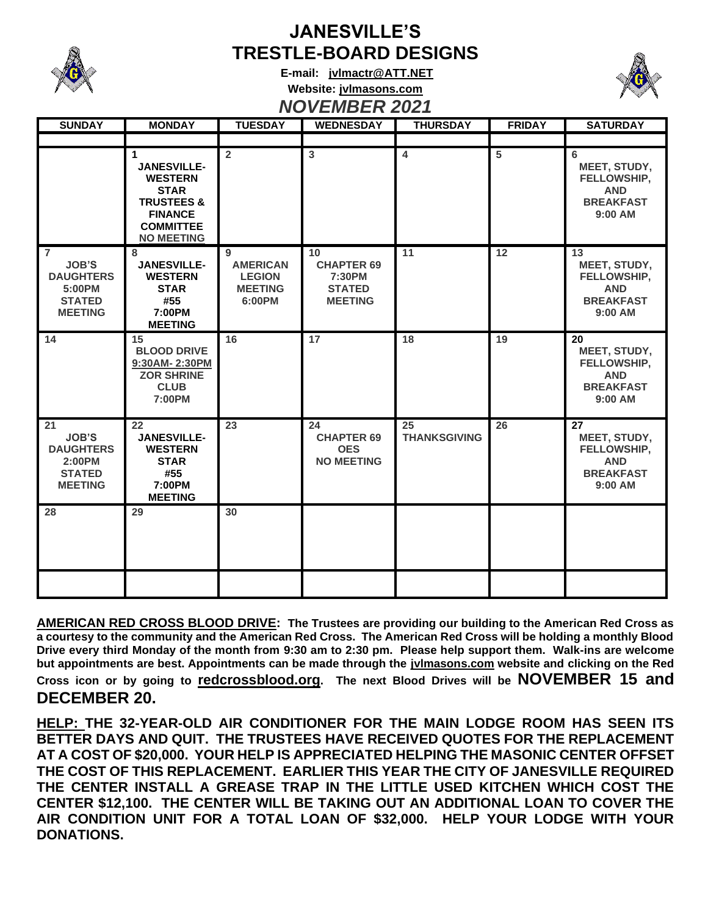# JANESVILLE'S TRESTLE-BOARD DESIGNS

**E-mail: jvlmactr@ATT.NET**

**Website: jvlmasons.com**

## *NOVEMBER 2021*

| SUNDAY | MONDAY | TUESDAY | WEDNESDAY | THURSDAY | FRIDAY | SATURDAY |
|---|---|---|---|---|---|---|
| | | | | | | |
| | 1 JANESVILLE-WESTERN STAR TRUSTEES & FINANCE COMMITTEE NO MEETING | 2 | 3 | 4 | 5 | 6 MEET, STUDY, FELLOWSHIP, AND BREAKFAST 9:00 AM |
| 7 JOB'S DAUGHTERS 5:00PM STATED MEETING | 8 JANESVILLE-WESTERN STAR #55 7:00PM MEETING | 9 AMERICAN LEGION MEETING 6:00PM | 10 CHAPTER 69 7:30PM STATED MEETING | 11 | 12 | 13 MEET, STUDY, FELLOWSHIP, AND BREAKFAST 9:00 AM |
| 14 | 15 BLOOD DRIVE 9:30AM- 2:30PM ZOR SHRINE CLUB 7:00PM | 16 | 17 | 18 | 19 | 20 MEET, STUDY, FELLOWSHIP, AND BREAKFAST 9:00 AM |
| 21 JOB'S DAUGHTERS 2:00PM STATED MEETING | 22 JANESVILLE-WESTERN STAR #55 7:00PM MEETING | 23 | 24 CHAPTER 69 OES NO MEETING | 25 THANKSGIVING | 26 | 27 MEET, STUDY, FELLOWSHIP, AND BREAKFAST 9:00 AM |
| 28 | 29 | 30 | | | | |
| | | | | | | |

**AMERICAN RED CROSS BLOOD DRIVE: The Trustees are providing our building to the American Red Cross as a courtesy to the community and the American Red Cross. The American Red Cross will be holding a monthly Blood Drive every third Monday of the month from 9:30 am to 2:30 pm. Please help support them. Walk-ins are welcome but appointments are best. Appointments can be made through the jvlmasons.com website and clicking on the Red Cross icon or by going to redcrossblood.org. The next Blood Drives will be NOVEMBER 15 and DECEMBER 20.**

**HELP: THE 32-YEAR-OLD AIR CONDITIONER FOR THE MAIN LODGE ROOM HAS SEEN ITS BETTER DAYS AND QUIT. THE TRUSTEES HAVE RECEIVED QUOTES FOR THE REPLACEMENT AT A COST OF $20,000. YOUR HELP IS APPRECIATED HELPING THE MASONIC CENTER OFFSET THE COST OF THIS REPLACEMENT. EARLIER THIS YEAR THE CITY OF JANESVILLE REQUIRED THE CENTER INSTALL A GREASE TRAP IN THE LITTLE USED KITCHEN WHICH COST THE CENTER $12,100. THE CENTER WILL BE TAKING OUT AN ADDITIONAL LOAN TO COVER THE AIR CONDITION UNIT FOR A TOTAL LOAN OF $32,000. HELP YOUR LODGE WITH YOUR DONATIONS.**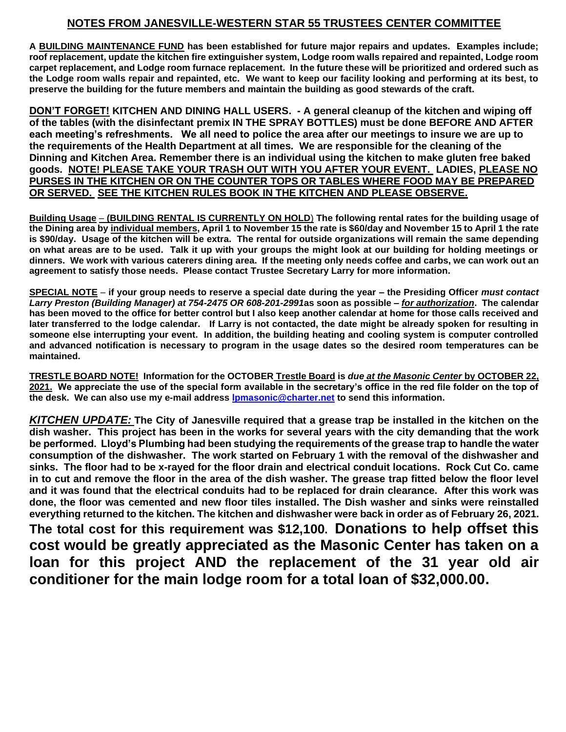## NOTES FROM JANESVILLE-WESTERN STAR 55 TRUSTEES CENTER COMMITTEE

**A BUILDING MAINTENANCE FUND has been established for future major repairs and updates. Examples include; roof replacement, update the kitchen fire extinguisher system, Lodge room walls repaired and repainted, Lodge room carpet replacement, and Lodge room furnace replacement. In the future these will be prioritized and ordered such as the Lodge room walls repair and repainted, etc. We want to keep our facility looking and performing at its best, to preserve the building for the future members and maintain the building as good stewards of the craft.**

**DON'T FORGET! KITCHEN AND DINING HALL USERS. - A general cleanup of the kitchen and wiping off of the tables (with the disinfectant premix IN THE SPRAY BOTTLES) must be done BEFORE AND AFTER each meeting's refreshments. We all need to police the area after our meetings to insure we are up to the requirements of the Health Department at all times. We are responsible for the cleaning of the Dinning and Kitchen Area. Remember there is an individual using the kitchen to make gluten free baked goods. NOTE! PLEASE TAKE YOUR TRASH OUT WITH YOU AFTER YOUR EVENT. LADIES, PLEASE NO PURSES IN THE KITCHEN OR ON THE COUNTER TOPS OR TABLES WHERE FOOD MAY BE PREPARED OR SERVED. SEE THE KITCHEN RULES BOOK IN THE KITCHEN AND PLEASE OBSERVE.**

**Building Usage – (BUILDING RENTAL IS CURRENTLY ON HOLD) The following rental rates for the building usage of the Dining area by individual members, April 1 to November 15 the rate is $60/day and November 15 to April 1 the rate is $90/day. Usage of the kitchen will be extra. The rental for outside organizations will remain the same depending on what areas are to be used. Talk it up with your groups the might look at our building for holding meetings or dinners. We work with various caterers dining area. If the meeting only needs coffee and carbs, we can work out an agreement to satisfy those needs. Please contact Trustee Secretary Larry for more information.**

**SPECIAL NOTE – if your group needs to reserve a special date during the year – the Presiding Officer *must contact Larry Preston (Building Manager) at 754-2475 OR 608-201-2991* as soon as possible – *for authorization*. The calendar has been moved to the office for better control but I also keep another calendar at home for those calls received and later transferred to the lodge calendar. If Larry is not contacted, the date might be already spoken for resulting in someone else interrupting your event. In addition, the building heating and cooling system is computer controlled and advanced notification is necessary to program in the usage dates so the desired room temperatures can be maintained.**

**TRESTLE BOARD NOTE! Information for the OCTOBER Trestle Board is *due at the Masonic Center* by OCTOBER 22, 2021. We appreciate the use of the special form available in the secretary's office in the red file folder on the top of the desk. We can also use my e-mail address lpmasonic@charter.net to send this information.**

***KITCHEN UPDATE:*** **The City of Janesville required that a grease trap be installed in the kitchen on the dish washer. This project has been in the works for several years with the city demanding that the work be performed. Lloyd's Plumbing had been studying the requirements of the grease trap to handle the water consumption of the dishwasher. The work started on February 1 with the removal of the dishwasher and sinks. The floor had to be x-rayed for the floor drain and electrical conduit locations. Rock Cut Co. came in to cut and remove the floor in the area of the dish washer. The grease trap fitted below the floor level and it was found that the electrical conduits had to be replaced for drain clearance. After this work was done, the floor was cemented and new floor tiles installed. The Dish washer and sinks were reinstalled everything returned to the kitchen. The kitchen and dishwasher were back in order as of February 26, 2021. The total cost for this requirement was $12,100. Donations to help offset this cost would be greatly appreciated as the Masonic Center has taken on a loan for this project AND the replacement of the 31 year old air conditioner for the main lodge room for a total loan of $32,000.00.**